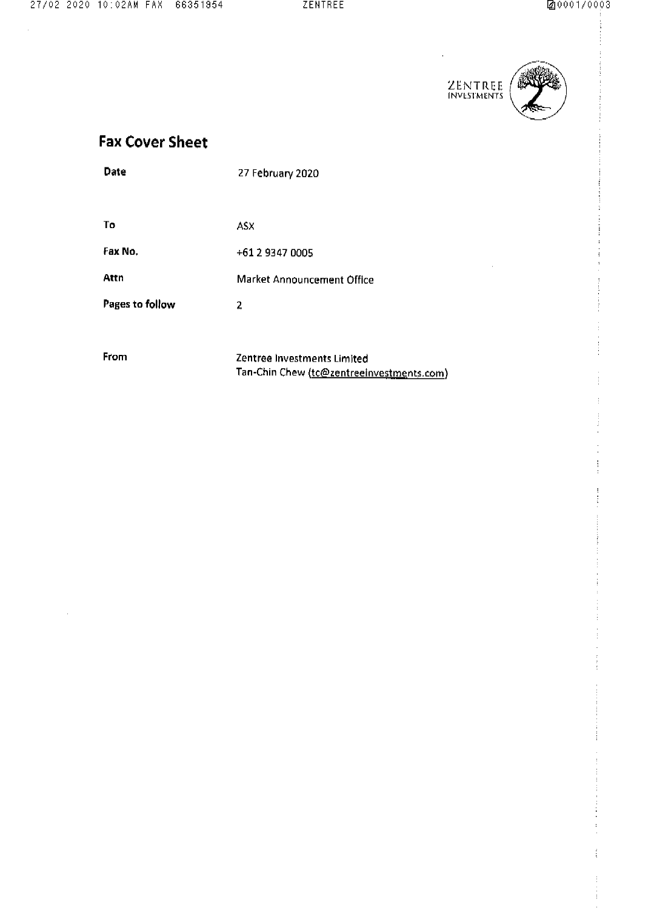ZENTREE INVESTMENTS

# Fax Cover Sheet

| | |
|---|---|
| **Date** | 27 February 2020 |
| **To** | ASX |
| **Fax No.** | +61 2 9347 0005 |
| **Attn** | Market Announcement Office |
| **Pages to follow** | 2 |
| **From** | Zentree Investments Limited<br>Tan-Chin Chew (tc@zentreeinvestments.com) |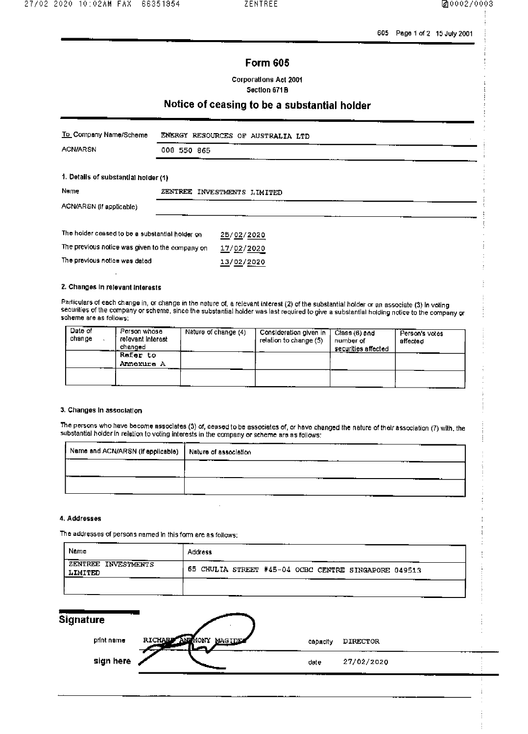605 Page 1 of 2 15 July 2001

# Form 605

Corporations Act 2001
Section 671B

## Notice of ceasing to be a substantial holder

| | |
|---|---|
| To Company Name/Scheme | ENERGY RESOURCES OF AUSTRALIA LTD |
| ACN/ARSN | 008 550 865 |

### 1. Details of substantial holder (1)

| | |
|---|---|
| Name | ZENTREE INVESTMENTS LIMITED |
| ACN/ARSN (if applicable) | |

| | |
|---|---|
| The holder ceased to be a substantial holder on | 25/02/2020 |
| The previous notice was given to the company on | 17/02/2020 |
| The previous notice was dated | 13/02/2020 |

### 2. Changes in relevant interests

Particulars of each change in, or change in the nature of, a relevant interest (2) of the substantial holder or an associate (3) in voting securities of the company or scheme, since the substantial holder was last required to give a substantial holding notice to the company or scheme are as follows:

| Date of change | Person whose relevant interest changed | Nature of change (4) | Consideration given in relation to change (5) | Class (6) and number of securities affected | Person's votes affected |
|---|---|---|---|---|---|
| | Refer to Annexure A | | | | |
| | | | | | |

### 3. Changes in association

The persons who have become associates (3) of, ceased to be associates of, or have changed the nature of their association (7) with, the substantial holder in relation to voting interests in the company or scheme are as follows:

| Name and ACN/ARSN (if applicable) | Nature of association |
|---|---|
| | |
| | |

### 4. Addresses

The addresses of persons named in this form are as follows:

| Name | Address |
|---|---|
| ZENTREE INVESTMENTS LIMITED | 65 CHULIA STREET #45-04 OCBC CENTRE SINGAPORE 049513 |
| | |

## Signature

print name RICHARD ANTHONY MAGIDES capacity DIRECTOR

sign here date 27/02/2020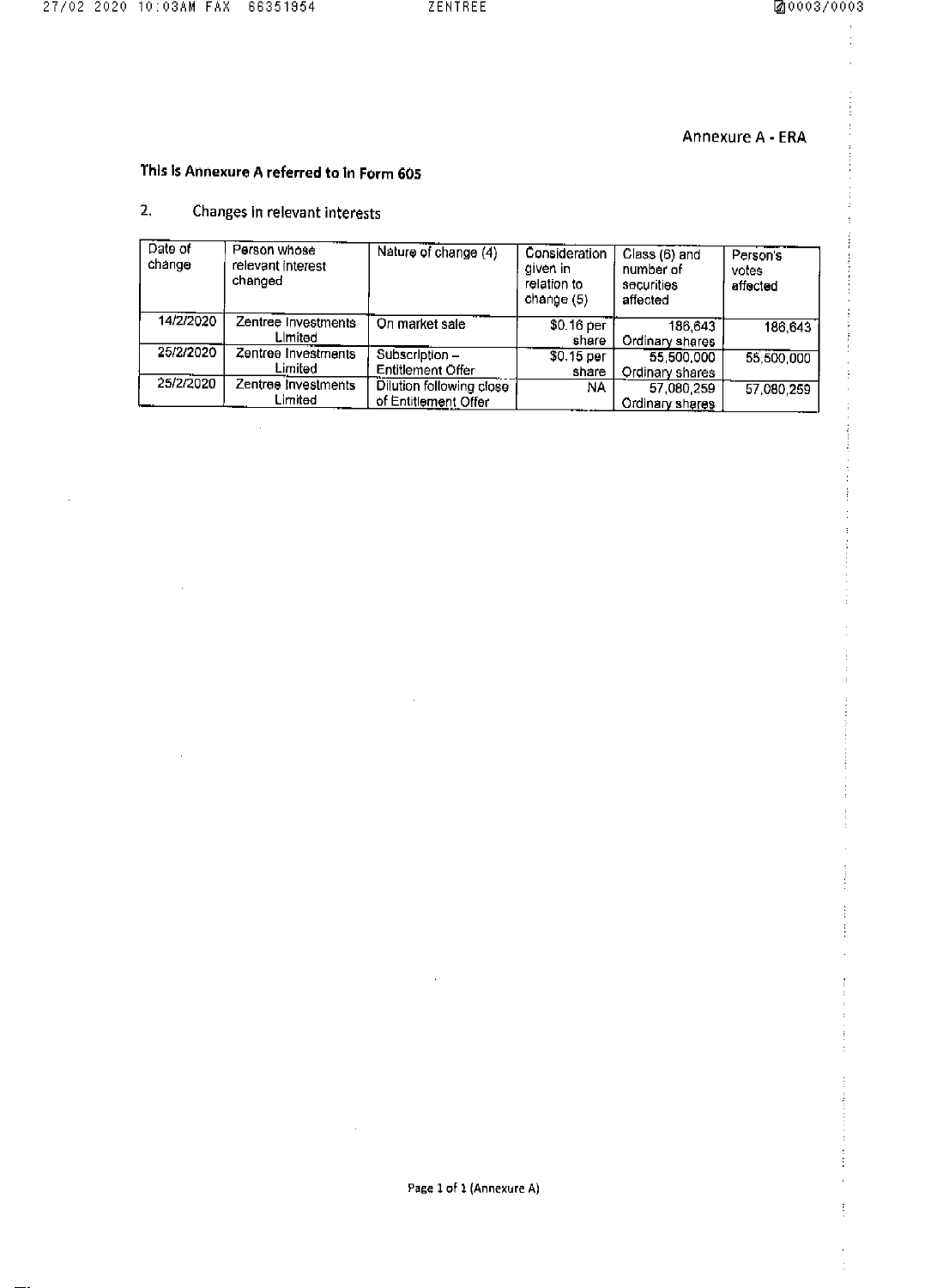Annexure A - ERA

**This is Annexure A referred to in Form 605**

## 2. Changes in relevant interests

| Date of change | Person whose relevant interest changed | Nature of change (4) | Consideration given in relation to change (5) | Class (6) and number of securities affected | Person's votes affected |
|---|---|---|---|---|---|
| 14/2/2020 | Zentree Investments Limited | On market sale | $0.16 per share | 186,643 Ordinary shares | 186,643 |
| 25/2/2020 | Zentree Investments Limited | Subscription – Entitlement Offer | $0.15 per share | 55,500,000 Ordinary shares | 55,500,000 |
| 25/2/2020 | Zentree Investments Limited | Dilution following close of Entitlement Offer | NA | 57,080,259 Ordinary shares | 57,080,259 |